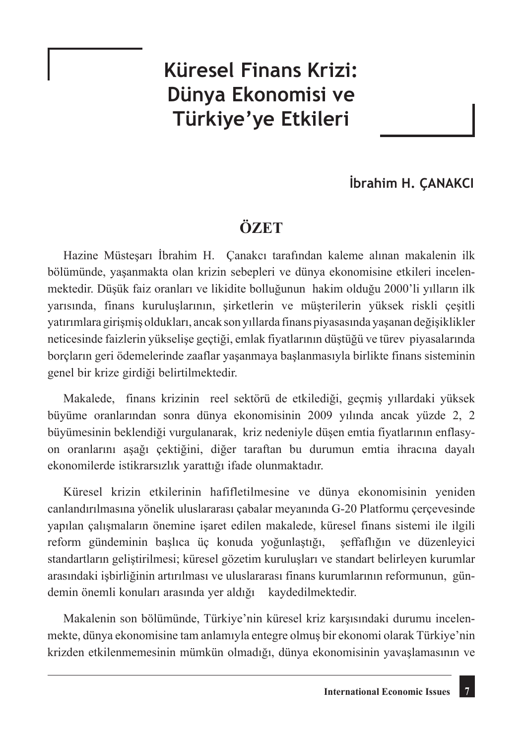# Küresel Finans Krizi: Dünya Ekonomisi ve Türkiye'ye Etkileri

**İbrahim H. ÇANAKCI**

## ÖZET

Hazine Müsteşarı İbrahim H. Çanakcı tarafından kaleme alınan makalenin ilk bölümünde, yaşanmakta olan krizin sebepleri ve dünya ekonomisine etkileri incelenmektedir. Düşük faiz oranları ve likidite bolluğunun hakim olduğu 2000'li yılların ilk yarısında, finans kuruluşlarının, şirketlerin ve müşterilerin yüksek riskli çeşitli yatırımlara girişmiş oldukları, ancak son yıllarda finans piyasasında yaşanan değişiklikler neticesinde faizlerin yükselişe geçtiği, emlak fiyatlarının düştüğü ve türev piyasalarında borçların geri ödemelerinde zaaflar yaşanmaya başlanmasıyla birlikte finans sisteminin genel bir krize girdiği belirtilmektedir.

Makalede, finans krizinin reel sektörü de etkilediği, geçmiş yıllardaki yüksek büyüme oranlarından sonra dünya ekonomisinin 2009 yılında ancak yüzde 2, 2 büyümesinin beklendiği vurgulanarak, kriz nedeniyle düşen emtia fiyatlarının enflasyon oranlarını aşağı çektiğini, diğer taraftan bu durumun emtia ihracına dayalı ekonomilerde istikrarsızlık yarattığı ifade olunmaktadır.

Küresel krizin etkilerinin hafifletilmesine ve dünya ekonomisinin yeniden canlandırılmasına yönelik uluslararası çabalar meyanında G-20 Platformu çerçevesinde yapılan çalışmaların önemine işaret edilen makalede, küresel finans sistemi ile ilgili reform gündeminin başlıca üç konuda yoğunlaştığı, şeffaflığın ve düzenleyici standartların geliştirilmesi; küresel gözetim kuruluşları ve standart belirleyen kurumlar arasındaki işbirliğinin artırılması ve uluslararası finans kurumlarının reformunun, gündemin önemli konuları arasında yer aldığı kaydedilmektedir.

Makalenin son bölümünde, Türkiye'nin küresel kriz karşısındaki durumu incelenmekte, dünya ekonomisine tam anlamıyla entegre olmuş bir ekonomi olarak Türkiye'nin krizden etkilenmemesinin mümkün olmadığı, dünya ekonomisinin yavaşlamasının ve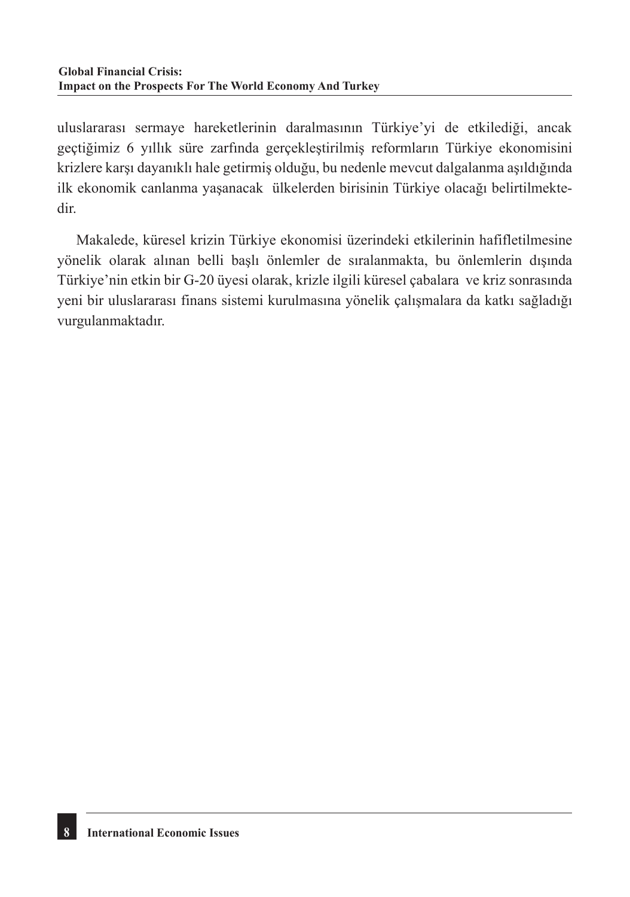uluslararası sermaye hareketlerinin daralmasının Türkiye'yi de etkilediği, ancak geçtiğimiz 6 yıllık süre zarfında gerçekleştirilmiş reformların Türkiye ekonomisini krizlere karşı dayanıklı hale getirmiş olduğu, bu nedenle mevcut dalgalanma aşıldığında ilk ekonomik canlanma yaşanacak ülkelerden birisinin Türkiye olacağı belirtilmektedir.

Makalede, küresel krizin Türkiye ekonomisi üzerindeki etkilerinin hafifletilmesine yönelik olarak alınan belli başlı önlemler de sıralanmakta, bu önlemlerin dışında Türkiye'nin etkin bir G-20 üyesi olarak, krizle ilgili küresel çabalara ve kriz sonrasında yeni bir uluslararası finans sistemi kurulmasına yönelik çalışmalara da katkı sağladığı vurgulanmaktadır.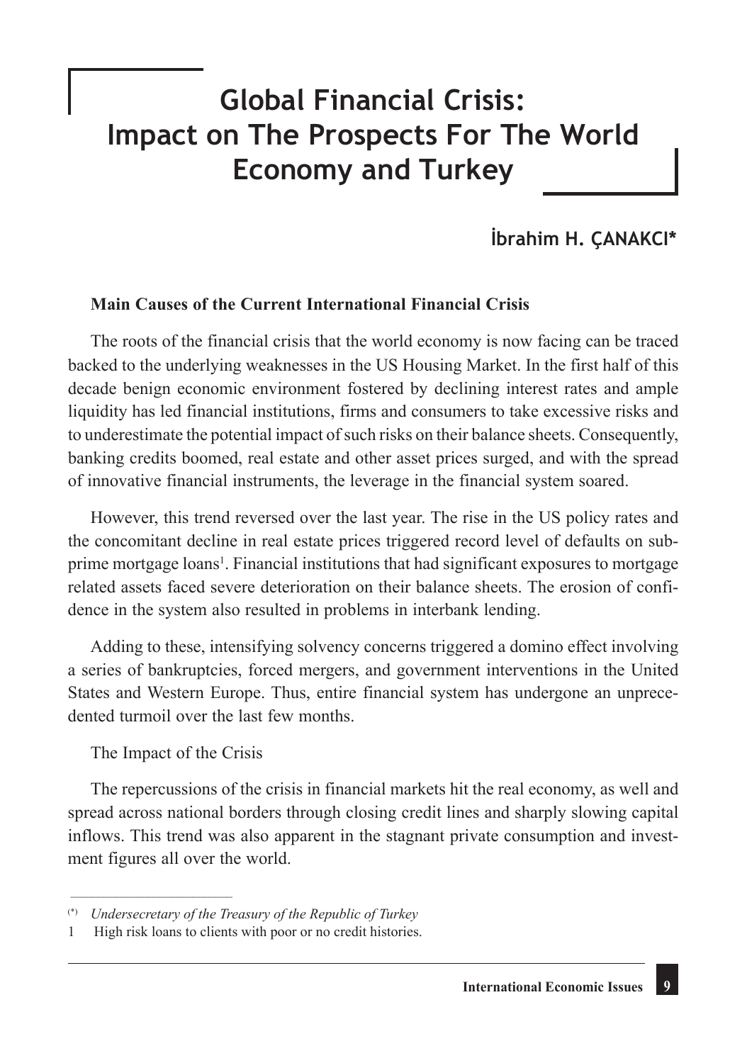# Global Financial Crisis: Impact on The Prospects For The World Economy and Turkey

**İbrahim H. ÇANAKCI***

**Main Causes of the Current International Financial Crisis**

The roots of the financial crisis that the world economy is now facing can be traced backed to the underlying weaknesses in the US Housing Market. In the first half of this decade benign economic environment fostered by declining interest rates and ample liquidity has led financial institutions, firms and consumers to take excessive risks and to underestimate the potential impact of such risks on their balance sheets. Consequently, banking credits boomed, real estate and other asset prices surged, and with the spread of innovative financial instruments, the leverage in the financial system soared.

However, this trend reversed over the last year. The rise in the US policy rates and the concomitant decline in real estate prices triggered record level of defaults on sub-prime mortgage loans[1]. Financial institutions that had significant exposures to mortgage related assets faced severe deterioration on their balance sheets. The erosion of confidence in the system also resulted in problems in interbank lending.

Adding to these, intensifying solvency concerns triggered a domino effect involving a series of bankruptcies, forced mergers, and government interventions in the United States and Western Europe. Thus, entire financial system has undergone an unprecedented turmoil over the last few months.

The Impact of the Crisis

The repercussions of the crisis in financial markets hit the real economy, as well and spread across national borders through closing credit lines and sharply slowing capital inflows. This trend was also apparent in the stagnant private consumption and investment figures all over the world.

---

(*) *Undersecretary of the Treasury of the Republic of Turkey*

1 High risk loans to clients with poor or no credit histories.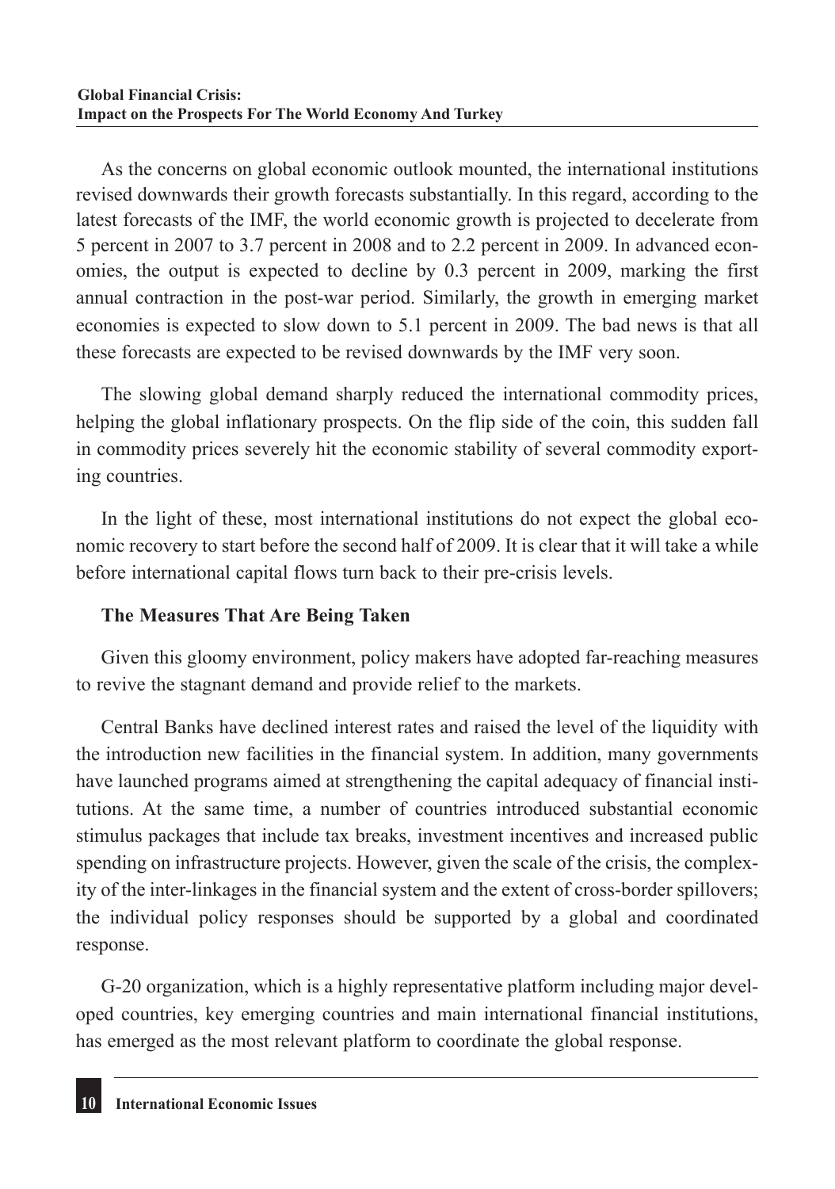As the concerns on global economic outlook mounted, the international institutions revised downwards their growth forecasts substantially. In this regard, according to the latest forecasts of the IMF, the world economic growth is projected to decelerate from 5 percent in 2007 to 3.7 percent in 2008 and to 2.2 percent in 2009. In advanced economies, the output is expected to decline by 0.3 percent in 2009, marking the first annual contraction in the post-war period. Similarly, the growth in emerging market economies is expected to slow down to 5.1 percent in 2009. The bad news is that all these forecasts are expected to be revised downwards by the IMF very soon.

The slowing global demand sharply reduced the international commodity prices, helping the global inflationary prospects. On the flip side of the coin, this sudden fall in commodity prices severely hit the economic stability of several commodity exporting countries.

In the light of these, most international institutions do not expect the global economic recovery to start before the second half of 2009. It is clear that it will take a while before international capital flows turn back to their pre-crisis levels.

### The Measures That Are Being Taken

Given this gloomy environment, policy makers have adopted far-reaching measures to revive the stagnant demand and provide relief to the markets.

Central Banks have declined interest rates and raised the level of the liquidity with the introduction new facilities in the financial system. In addition, many governments have launched programs aimed at strengthening the capital adequacy of financial institutions. At the same time, a number of countries introduced substantial economic stimulus packages that include tax breaks, investment incentives and increased public spending on infrastructure projects. However, given the scale of the crisis, the complexity of the inter-linkages in the financial system and the extent of cross-border spillovers; the individual policy responses should be supported by a global and coordinated response.

G-20 organization, which is a highly representative platform including major developed countries, key emerging countries and main international financial institutions, has emerged as the most relevant platform to coordinate the global response.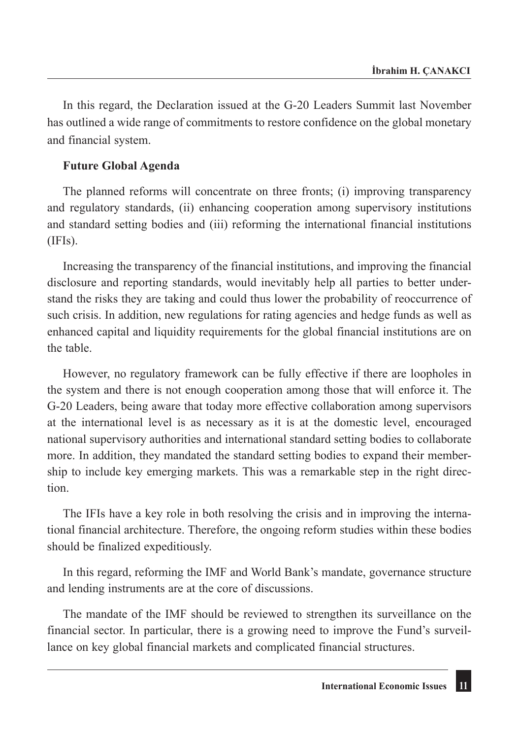In this regard, the Declaration issued at the G-20 Leaders Summit last November has outlined a wide range of commitments to restore confidence on the global monetary and financial system.

**Future Global Agenda**

The planned reforms will concentrate on three fronts; (i) improving transparency and regulatory standards, (ii) enhancing cooperation among supervisory institutions and standard setting bodies and (iii) reforming the international financial institutions (IFIs).

Increasing the transparency of the financial institutions, and improving the financial disclosure and reporting standards, would inevitably help all parties to better understand the risks they are taking and could thus lower the probability of reoccurrence of such crisis. In addition, new regulations for rating agencies and hedge funds as well as enhanced capital and liquidity requirements for the global financial institutions are on the table.

However, no regulatory framework can be fully effective if there are loopholes in the system and there is not enough cooperation among those that will enforce it. The G-20 Leaders, being aware that today more effective collaboration among supervisors at the international level is as necessary as it is at the domestic level, encouraged national supervisory authorities and international standard setting bodies to collaborate more. In addition, they mandated the standard setting bodies to expand their membership to include key emerging markets. This was a remarkable step in the right direction.

The IFIs have a key role in both resolving the crisis and in improving the international financial architecture. Therefore, the ongoing reform studies within these bodies should be finalized expeditiously.

In this regard, reforming the IMF and World Bank's mandate, governance structure and lending instruments are at the core of discussions.

The mandate of the IMF should be reviewed to strengthen its surveillance on the financial sector. In particular, there is a growing need to improve the Fund's surveillance on key global financial markets and complicated financial structures.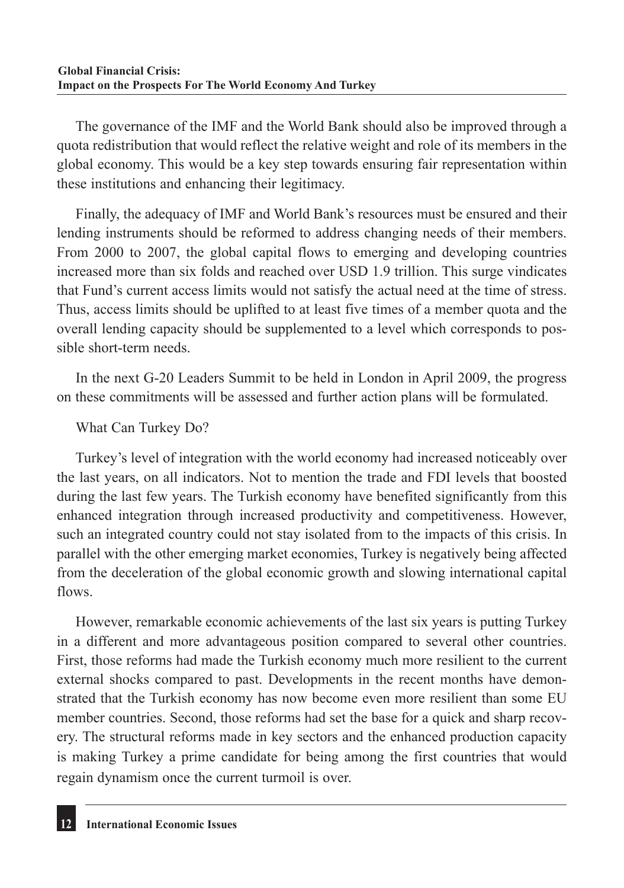The governance of the IMF and the World Bank should also be improved through a quota redistribution that would reflect the relative weight and role of its members in the global economy. This would be a key step towards ensuring fair representation within these institutions and enhancing their legitimacy.

Finally, the adequacy of IMF and World Bank's resources must be ensured and their lending instruments should be reformed to address changing needs of their members. From 2000 to 2007, the global capital flows to emerging and developing countries increased more than six folds and reached over USD 1.9 trillion. This surge vindicates that Fund's current access limits would not satisfy the actual need at the time of stress. Thus, access limits should be uplifted to at least five times of a member quota and the overall lending capacity should be supplemented to a level which corresponds to possible short-term needs.

In the next G-20 Leaders Summit to be held in London in April 2009, the progress on these commitments will be assessed and further action plans will be formulated.

## What Can Turkey Do?

Turkey's level of integration with the world economy had increased noticeably over the last years, on all indicators. Not to mention the trade and FDI levels that boosted during the last few years. The Turkish economy have benefited significantly from this enhanced integration through increased productivity and competitiveness. However, such an integrated country could not stay isolated from to the impacts of this crisis. In parallel with the other emerging market economies, Turkey is negatively being affected from the deceleration of the global economic growth and slowing international capital flows.

However, remarkable economic achievements of the last six years is putting Turkey in a different and more advantageous position compared to several other countries. First, those reforms had made the Turkish economy much more resilient to the current external shocks compared to past. Developments in the recent months have demonstrated that the Turkish economy has now become even more resilient than some EU member countries. Second, those reforms had set the base for a quick and sharp recovery. The structural reforms made in key sectors and the enhanced production capacity is making Turkey a prime candidate for being among the first countries that would regain dynamism once the current turmoil is over.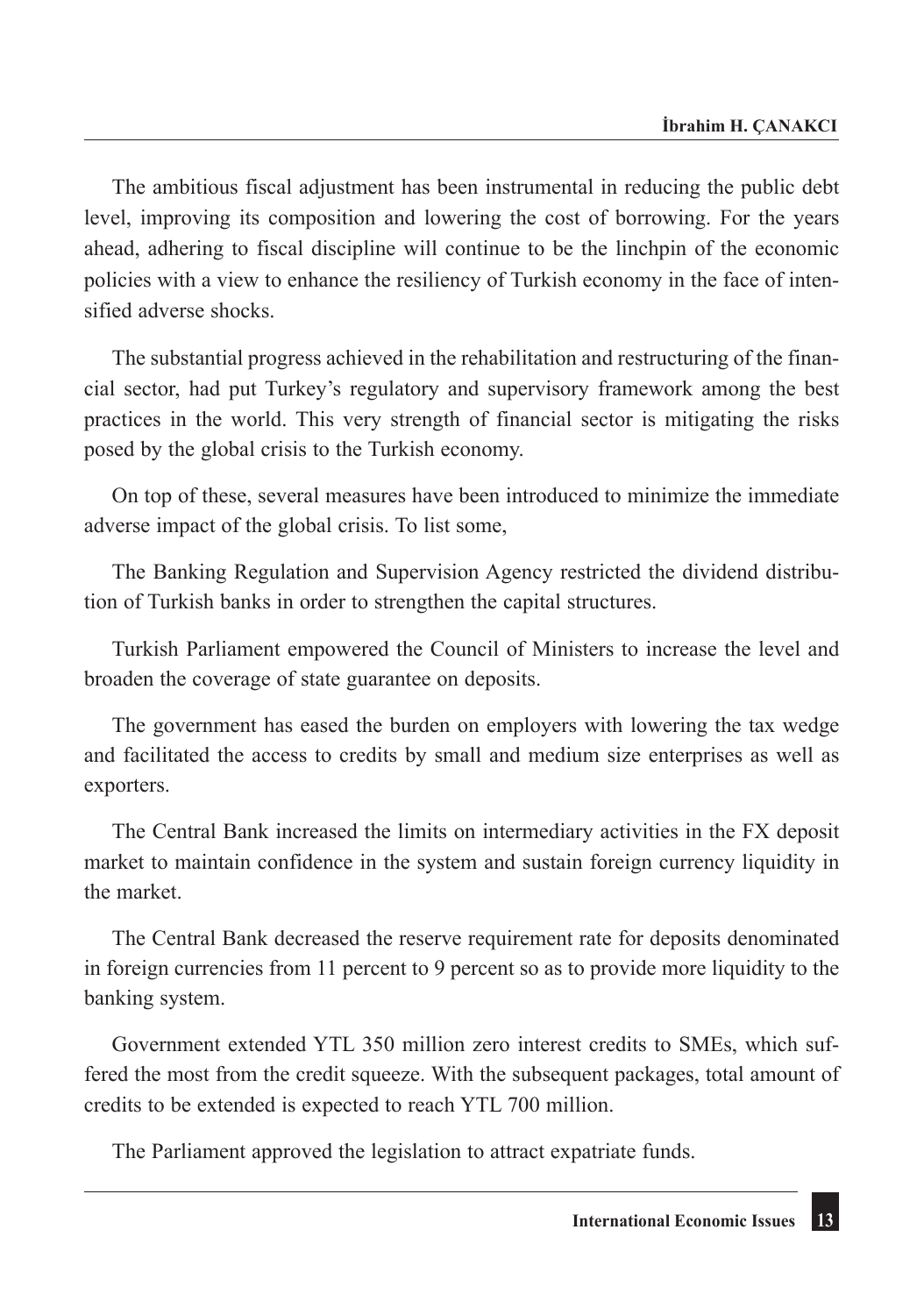The ambitious fiscal adjustment has been instrumental in reducing the public debt level, improving its composition and lowering the cost of borrowing. For the years ahead, adhering to fiscal discipline will continue to be the linchpin of the economic policies with a view to enhance the resiliency of Turkish economy in the face of intensified adverse shocks.

The substantial progress achieved in the rehabilitation and restructuring of the financial sector, had put Turkey's regulatory and supervisory framework among the best practices in the world. This very strength of financial sector is mitigating the risks posed by the global crisis to the Turkish economy.

On top of these, several measures have been introduced to minimize the immediate adverse impact of the global crisis. To list some,

The Banking Regulation and Supervision Agency restricted the dividend distribution of Turkish banks in order to strengthen the capital structures.

Turkish Parliament empowered the Council of Ministers to increase the level and broaden the coverage of state guarantee on deposits.

The government has eased the burden on employers with lowering the tax wedge and facilitated the access to credits by small and medium size enterprises as well as exporters.

The Central Bank increased the limits on intermediary activities in the FX deposit market to maintain confidence in the system and sustain foreign currency liquidity in the market.

The Central Bank decreased the reserve requirement rate for deposits denominated in foreign currencies from 11 percent to 9 percent so as to provide more liquidity to the banking system.

Government extended YTL 350 million zero interest credits to SMEs, which suffered the most from the credit squeeze. With the subsequent packages, total amount of credits to be extended is expected to reach YTL 700 million.

The Parliament approved the legislation to attract expatriate funds.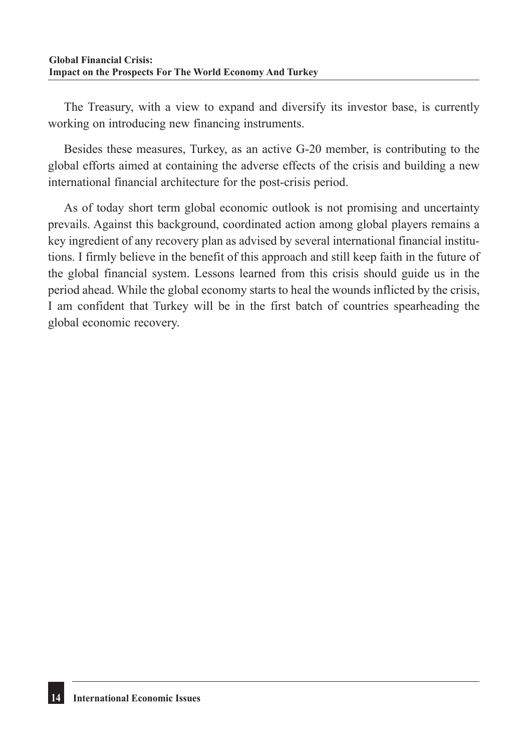The Treasury, with a view to expand and diversify its investor base, is currently working on introducing new financing instruments.

Besides these measures, Turkey, as an active G-20 member, is contributing to the global efforts aimed at containing the adverse effects of the crisis and building a new international financial architecture for the post-crisis period.

As of today short term global economic outlook is not promising and uncertainty prevails. Against this background, coordinated action among global players remains a key ingredient of any recovery plan as advised by several international financial institutions. I firmly believe in the benefit of this approach and still keep faith in the future of the global financial system. Lessons learned from this crisis should guide us in the period ahead. While the global economy starts to heal the wounds inflicted by the crisis, I am confident that Turkey will be in the first batch of countries spearheading the global economic recovery.